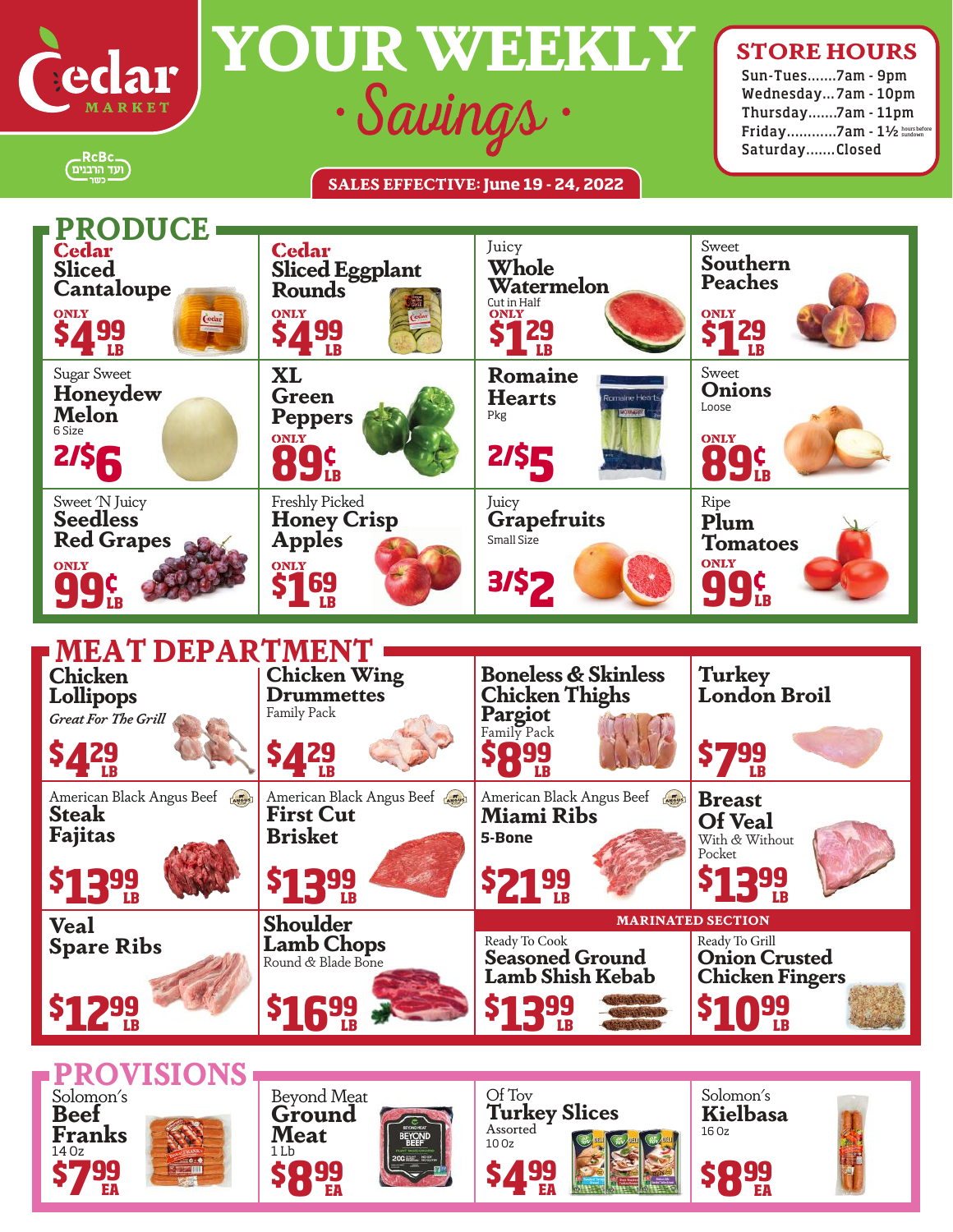# Cedar MARKET

RcBc ועד הרבנים כשר

# YOUR WEEKLY · Savings ·

**SALES EFFECTIVE: June 19 - 24, 2022**

**STORE HOURS**
- Sun-Tues.......7am - 9pm
- Wednesday...7am - 10pm
- Thursday.......7am - 11pm
- Friday............7am - 1½ hours before sundown
- Saturday.......Closed

## PRODUCE

| | | | |
|---|---|---|---|
| **Cedar Sliced Cantaloupe** ONLY $4.99 LB | **Cedar Sliced Eggplant Rounds** ONLY $4.99 LB | Juicy **Whole Watermelon** Cut in Half ONLY $1.29 LB | Sweet **Southern Peaches** ONLY $1.29 LB |
| Sugar Sweet **Honeydew Melon** 6 Size 2/$6 | **XL Green Peppers** ONLY 89¢ LB | **Romaine Hearts** Pkg 2/$5 | Sweet **Onions** Loose ONLY 89¢ LB |
| Sweet 'N Juicy **Seedless Red Grapes** ONLY 99¢ LB | Freshly Picked **Honey Crisp Apples** ONLY $1.69 LB | Juicy **Grapefruits** Small Size 3/$2 | Ripe **Plum Tomatoes** ONLY 99¢ LB |

## MEAT DEPARTMENT

| | | | |
|---|---|---|---|
| **Chicken Lollipops** *Great For The Grill* $4.29 LB | **Chicken Wing Drummettes** Family Pack $4.29 LB | **Boneless & Skinless Chicken Thighs Pargiot** Family Pack $8.99 LB | **Turkey London Broil** $7.99 LB |
| American Black Angus Beef **Steak Fajitas** $13.99 LB | American Black Angus Beef **First Cut Brisket** $13.99 LB | American Black Angus Beef **Miami Ribs** 5-Bone $21.99 LB | **Breast Of Veal** With & Without Pocket $13.99 LB |
| **Veal Spare Ribs** $12.99 LB | **Shoulder Lamb Chops** Round & Blade Bone $16.99 LB | MARINATED SECTION: Ready To Cook **Seasoned Ground Lamb Shish Kebab** $13.99 LB | MARINATED SECTION: Ready To Grill **Onion Crusted Chicken Fingers** $10.99 LB |

## PROVISIONS

| | | | |
|---|---|---|---|
| Solomon's **Beef Franks** 14 Oz $7.99 EA | Beyond Meat **Ground Meat** 1 Lb $8.99 EA | Of Tov **Turkey Slices** Assorted 10 Oz $4.99 EA | Solomon's **Kielbasa** 16 Oz $8.99 EA |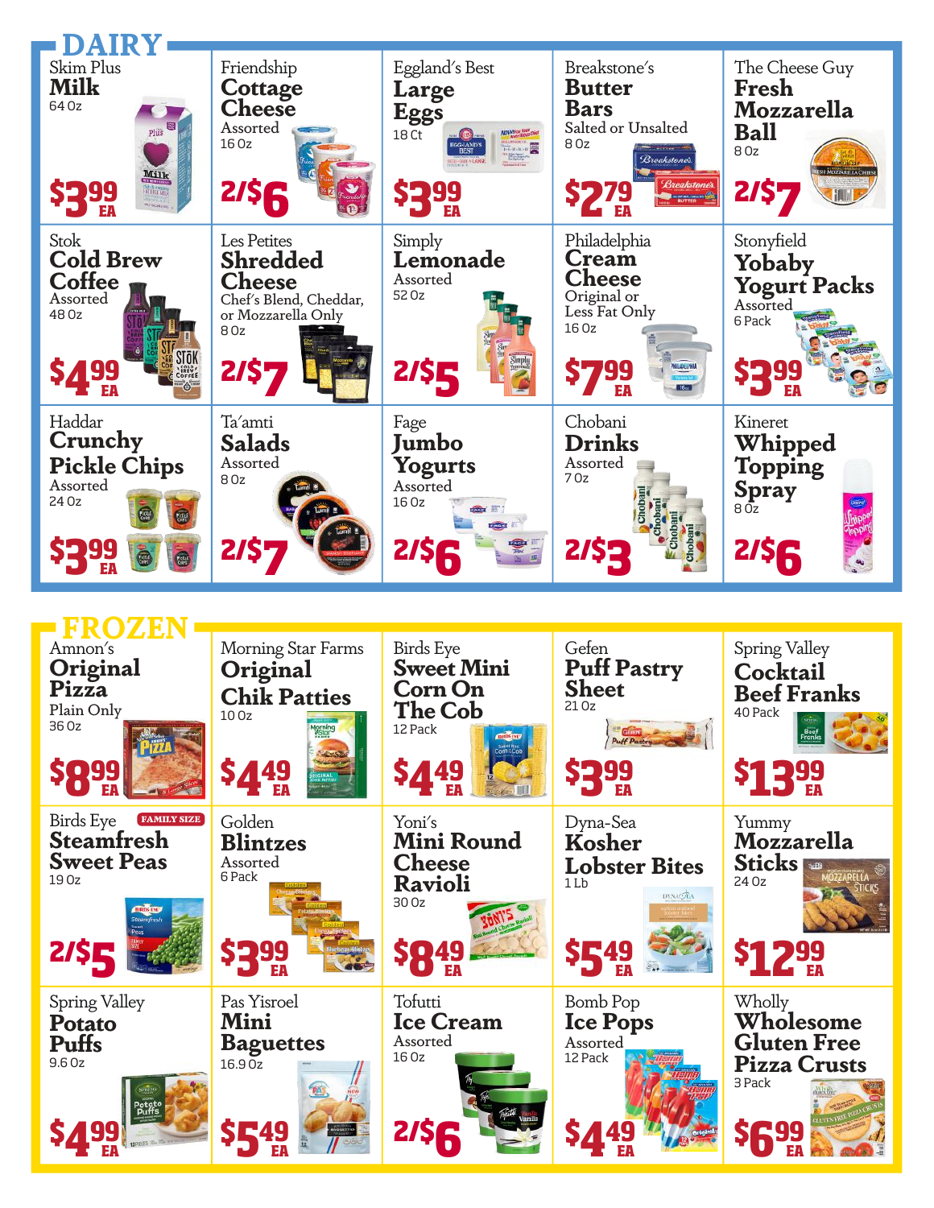## DAIRY

**Skim Plus Milk**
64 Oz
$3.99 EA

**Friendship Cottage Cheese**
Assorted
16 Oz
2/$6

**Eggland's Best Large Eggs**
18 Ct
$3.99 EA

**Breakstone's Butter Bars**
Salted or Unsalted
8 Oz
$2.79 EA

**The Cheese Guy Fresh Mozzarella Ball**
8 Oz
2/$7

**Stok Cold Brew Coffee**
Assorted
48 Oz
$4.99 EA

**Les Petites Shredded Cheese**
Chef's Blend, Cheddar, or Mozzarella Only
8 Oz
2/$7

**Simply Lemonade**
Assorted
52 Oz
2/$5

**Philadelphia Cream Cheese**
Original or Less Fat Only
16 Oz
$7.99 EA

**Stonyfield Yobaby Yogurt Packs**
Assorted
6 Pack
$3.99 EA

**Haddar Crunchy Pickle Chips**
Assorted
24 Oz
$3.99 EA

**Ta'amti Salads**
Assorted
8 Oz
2/$7

**Fage Jumbo Yogurts**
Assorted
16 Oz
2/$6

**Chobani Drinks**
Assorted
7 Oz
2/$3

**Kineret Whipped Topping Spray**
8 Oz
2/$6

## FROZEN

**Amnon's Original Pizza**
Plain Only
36 Oz
$8.99 EA

**Morning Star Farms Original Chik Patties**
10 Oz
$4.49 EA

**Birds Eye Sweet Mini Corn On The Cob**
12 Pack
$4.49 EA

**Gefen Puff Pastry Sheet**
21 Oz
$3.99 EA

**Spring Valley Cocktail Beef Franks**
40 Pack
$13.99 EA

**Birds Eye Steamfresh Sweet Peas** (FAMILY SIZE)
19 Oz
2/$5

**Golden Blintzes**
Assorted
6 Pack
$3.99 EA

**Yoni's Mini Round Cheese Ravioli**
30 Oz
$8.49 EA

**Dyna-Sea Kosher Lobster Bites**
1 Lb
$5.49 EA

**Yummy Mozzarella Sticks**
24 Oz
$12.99 EA

**Spring Valley Potato Puffs**
9.6 Oz
$4.99 EA

**Pas Yisroel Mini Baguettes**
16.9 Oz
$5.49 EA

**Tofutti Ice Cream**
Assorted
16 Oz
2/$6

**Bomb Pop Ice Pops**
Assorted
12 Pack
$4.49 EA

**Wholly Wholesome Gluten Free Pizza Crusts**
3 Pack
$6.99 EA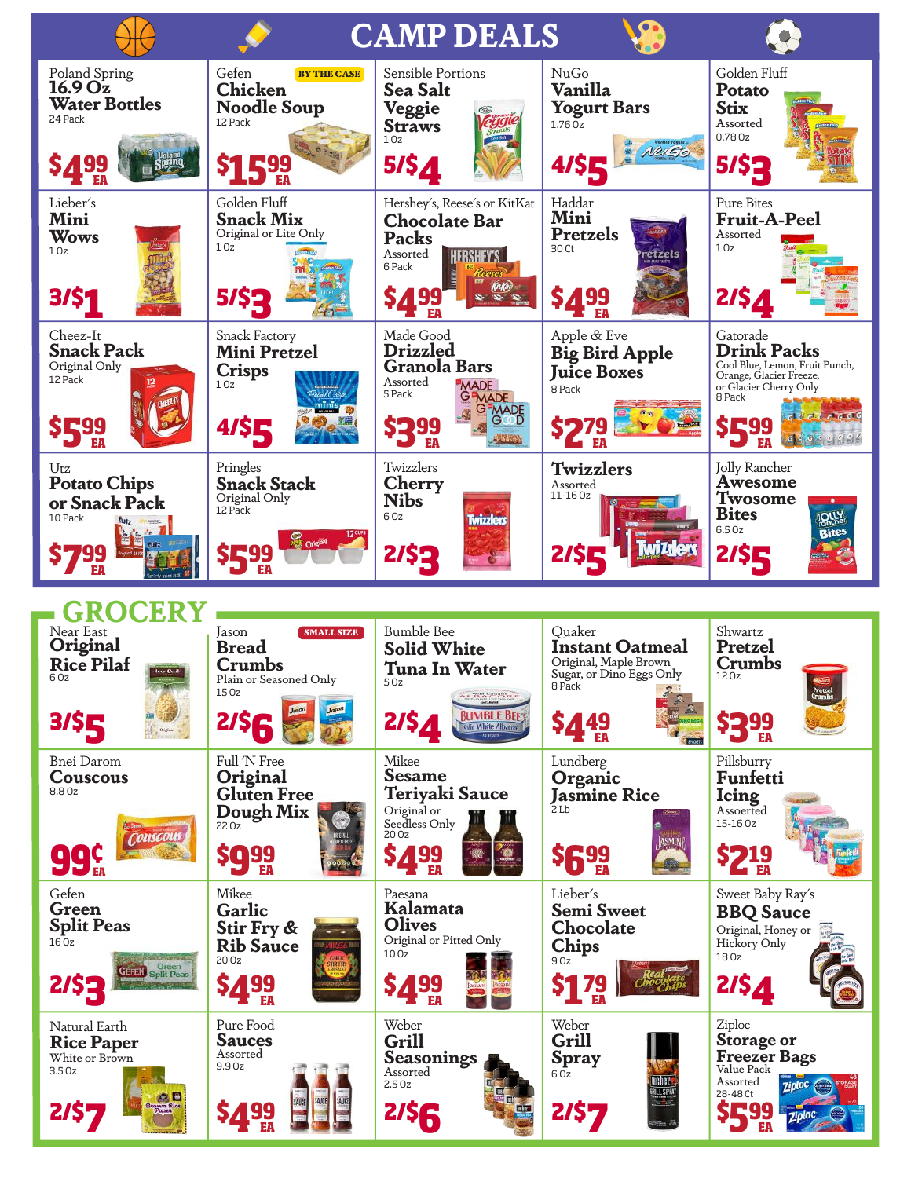# CAMP DEALS

| | | | | |
|---|---|---|---|---|
| Poland Spring **16.9 Oz Water Bottles** 24 Pack **$4.99 EA** | Gefen BY THE CASE **Chicken Noodle Soup** 12 Pack **$15.99 EA** | Sensible Portions **Sea Salt Veggie Straws** 1 Oz **5/$4** | NuGo **Vanilla Yogurt Bars** 1.76 Oz **4/$5** | Golden Fluff **Potato Stix** Assorted 0.78 Oz **5/$3** |
| Lieber's **Mini Wows** 1 Oz **3/$1** | Golden Fluff **Snack Mix** Original or Lite Only 1 Oz **5/$3** | Hershey's, Reese's or KitKat **Chocolate Bar Packs** Assorted 6 Pack **$4.99 EA** | Haddar **Mini Pretzels** 30 Ct **$4.99 EA** | Pure Bites **Fruit-A-Peel** Assorted 1 Oz **2/$4** |
| Cheez-It **Snack Pack** Original Only 12 Pack **$5.99 EA** | Snack Factory **Mini Pretzel Crisps** 1 Oz **4/$5** | Made Good **Drizzled Granola Bars** Assorted 5 Pack **$3.99 EA** | Apple & Eve **Big Bird Apple Juice Boxes** 8 Pack **$2.79 EA** | Gatorade **Drink Packs** Cool Blue, Lemon, Fruit Punch, Orange, Glacier Freeze, or Glacier Cherry Only 8 Pack **$5.99 EA** |
| Utz **Potato Chips or Snack Pack** 10 Pack **$7.99 EA** | Pringles **Snack Stack** Original Only 12 Pack **$5.99 EA** | Twizzlers **Cherry Nibs** 6 Oz **2/$3** | **Twizzlers** Assorted 11-16 Oz **2/$5** | Jolly Rancher **Awesome Twosome Bites** 6.5 Oz **2/$5** |

# GROCERY

| | | | | |
|---|---|---|---|---|
| Near East **Original Rice Pilaf** 6 Oz **3/$5** | Jason SMALL SIZE **Bread Crumbs** Plain or Seasoned Only 15 Oz **2/$6** | Bumble Bee **Solid White Tuna In Water** 5 Oz **2/$4** | Quaker **Instant Oatmeal** Original, Maple Brown Sugar, or Dino Eggs Only 8 Pack **$4.49 EA** | Shwartz **Pretzel Crumbs** 12 Oz **$3.99 EA** |
| Bnei Darom **Couscous** 8.8 Oz **99¢ EA** | Full 'N Free **Original Gluten Free Dough Mix** 22 Oz **$9.99 EA** | Mikee **Sesame Teriyaki Sauce** Original or Seedless Only 20 Oz **$4.99 EA** | Lundberg **Organic Jasmine Rice** 2 Lb **$6.99 EA** | Pillsbury **Funfetti Icing** Assoerted 15-16 Oz **$2.19 EA** |
| Gefen **Green Split Peas** 16 Oz **2/$3** | Mikee **Garlic Stir Fry & Rib Sauce** 20 Oz **$4.99 EA** | Paesana **Kalamata Olives** Original or Pitted Only 10 Oz **$4.99 EA** | Lieber's **Semi Sweet Chocolate Chips** 9 Oz **$1.79 EA** | Sweet Baby Ray's **BBQ Sauce** Original, Honey or Hickory Only 18 Oz **2/$4** |
| Natural Earth **Rice Paper** White or Brown 3.5 Oz **2/$7** | Pure Food **Sauces** Assorted 9.9 Oz **$4.99 EA** | Weber **Grill Seasonings** Assorted 2.5 Oz **2/$6** | Weber **Grill Spray** 6 Oz **2/$7** | Ziploc **Storage or Freezer Bags** Value Pack Assorted 28-48 Ct **$5.99 EA** |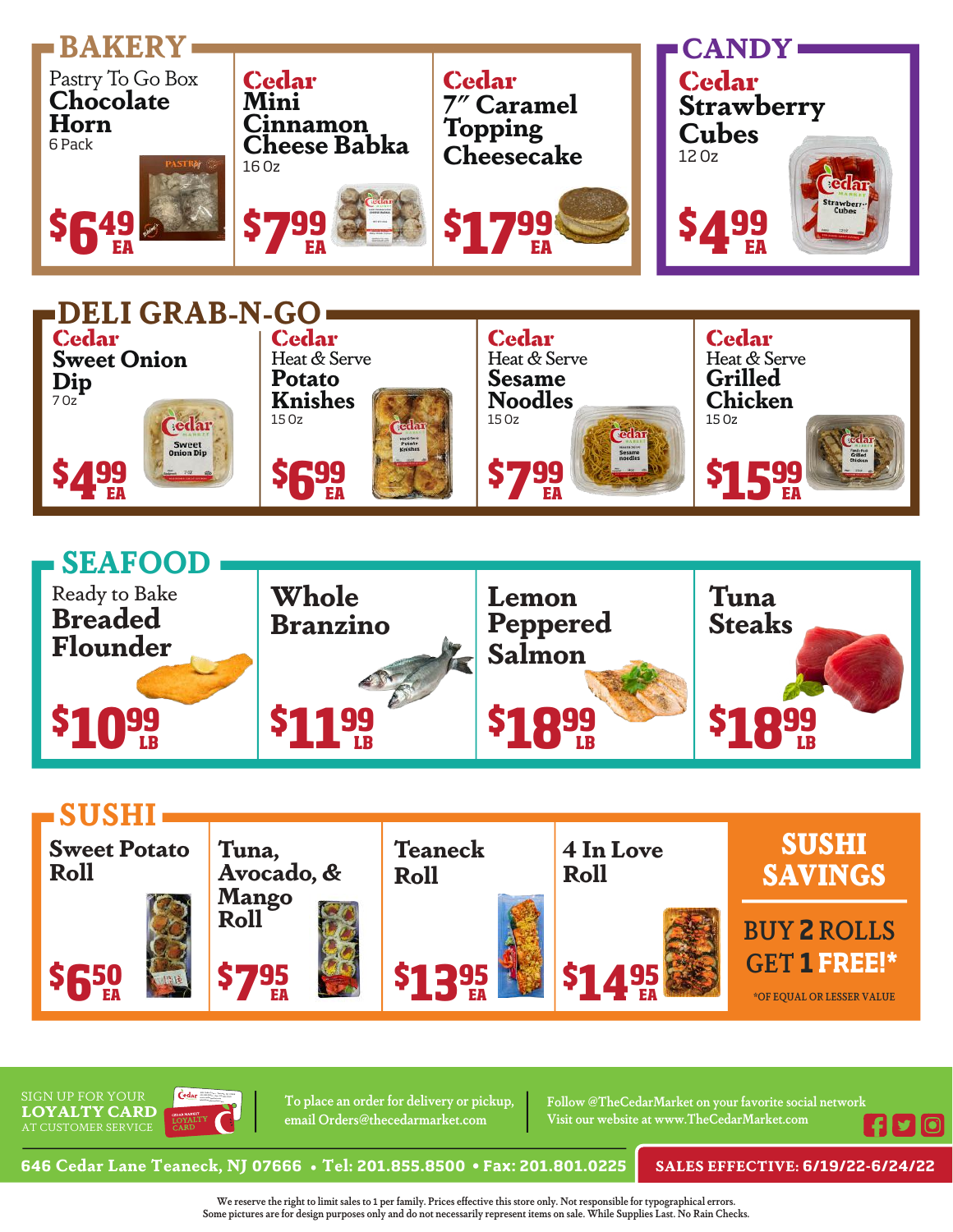## BAKERY

Pastry To Go Box
**Chocolate Horn**
6 Pack
$6.49 EA

**Cedar Mini Cinnamon Cheese Babka**
16 Oz
$7.99 EA

**Cedar 7″ Caramel Topping Cheesecake**
$17.99 EA

## CANDY

**Cedar Strawberry Cubes**
12 Oz
$4.99 EA

## DELI GRAB-N-GO

**Cedar Sweet Onion Dip**
7 Oz
$4.99 EA

**Cedar** Heat & Serve **Potato Knishes**
15 Oz
$6.99 EA

**Cedar** Heat & Serve **Sesame Noodles**
15 Oz
$7.99 EA

**Cedar** Heat & Serve **Grilled Chicken**
15 Oz
$15.99 EA

## SEAFOOD

Ready to Bake
**Breaded Flounder**
$10.99 LB

**Whole Branzino**
$11.99 LB

**Lemon Peppered Salmon**
$18.99 LB

**Tuna Steaks**
$18.99 LB

## SUSHI

**Sweet Potato Roll**
$6.50 EA

**Tuna, Avocado, & Mango Roll**
$7.95 EA

**Teaneck Roll**
$13.95 EA

**4 In Love Roll**
$14.95 EA

**SUSHI SAVINGS**

BUY **2** ROLLS GET **1** FREE!*

*OF EQUAL OR LESSER VALUE

---

SIGN UP FOR YOUR **LOYALTY CARD** AT CUSTOMER SERVICE

To place an order for delivery or pickup, email Orders@thecedarmarket.com

Follow @TheCedarMarket on your favorite social network
Visit our website at www.TheCedarMarket.com

646 Cedar Lane Teaneck, NJ 07666 • Tel: 201.855.8500 • Fax: 201.801.0225

SALES EFFECTIVE: 6/19/22-6/24/22

We reserve the right to limit sales to 1 per family. Prices effective this store only. Not responsible for typographical errors.
Some pictures are for design purposes only and do not necessarily represent items on sale. While Supplies Last. No Rain Checks.